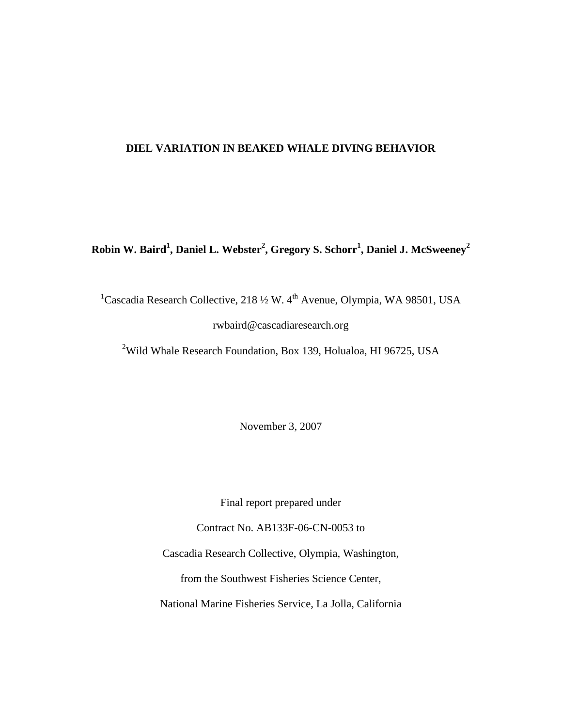# DIEL VARIATION IN BEAKED WHALE DIVING BEHAVIOR

**Robin W. Baird[1], Daniel L. Webster[2], Gregory S. Schorr[1], Daniel J. McSweeney[2]**

[1]Cascadia Research Collective, 218 ½ W. 4th Avenue, Olympia, WA 98501, USA

rwbaird@cascadiaresearch.org

[2]Wild Whale Research Foundation, Box 139, Holualoa, HI 96725, USA

November 3, 2007

Final report prepared under

Contract No. AB133F-06-CN-0053 to

Cascadia Research Collective, Olympia, Washington,

from the Southwest Fisheries Science Center,

National Marine Fisheries Service, La Jolla, California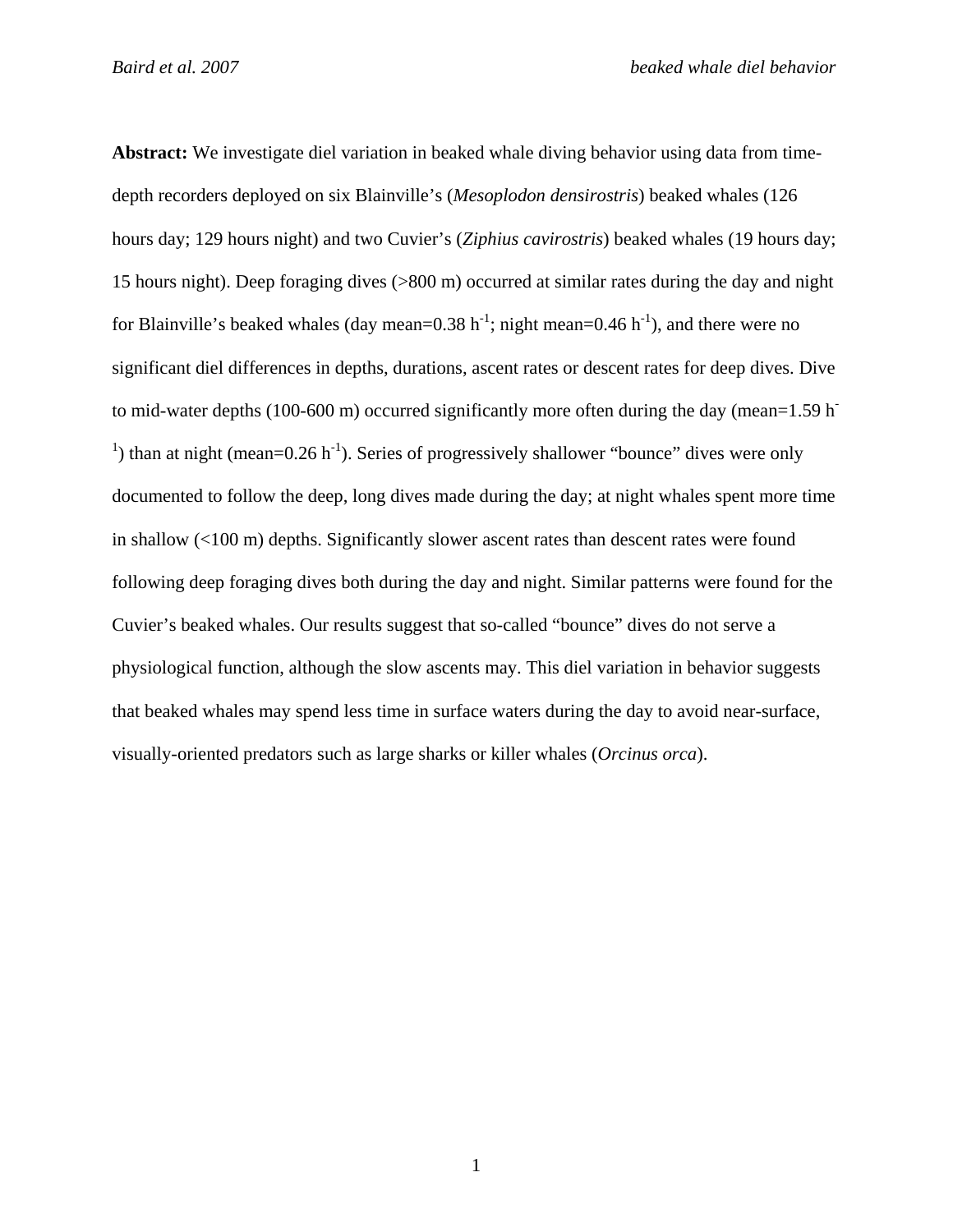**Abstract:** We investigate diel variation in beaked whale diving behavior using data from time-depth recorders deployed on six Blainville's (*Mesoplodon densirostris*) beaked whales (126 hours day; 129 hours night) and two Cuvier's (*Ziphius cavirostris*) beaked whales (19 hours day; 15 hours night). Deep foraging dives (>800 m) occurred at similar rates during the day and night for Blainville's beaked whales (day mean=0.38 $h^{-1}$; night mean=0.46 $h^{-1}$), and there were no significant diel differences in depths, durations, ascent rates or descent rates for deep dives. Dive to mid-water depths (100-600 m) occurred significantly more often during the day (mean=1.59 $h^{-1}$) than at night (mean=0.26 $h^{-1}$). Series of progressively shallower "bounce" dives were only documented to follow the deep, long dives made during the day; at night whales spent more time in shallow (<100 m) depths. Significantly slower ascent rates than descent rates were found following deep foraging dives both during the day and night. Similar patterns were found for the Cuvier's beaked whales. Our results suggest that so-called "bounce" dives do not serve a physiological function, although the slow ascents may. This diel variation in behavior suggests that beaked whales may spend less time in surface waters during the day to avoid near-surface, visually-oriented predators such as large sharks or killer whales (*Orcinus orca*).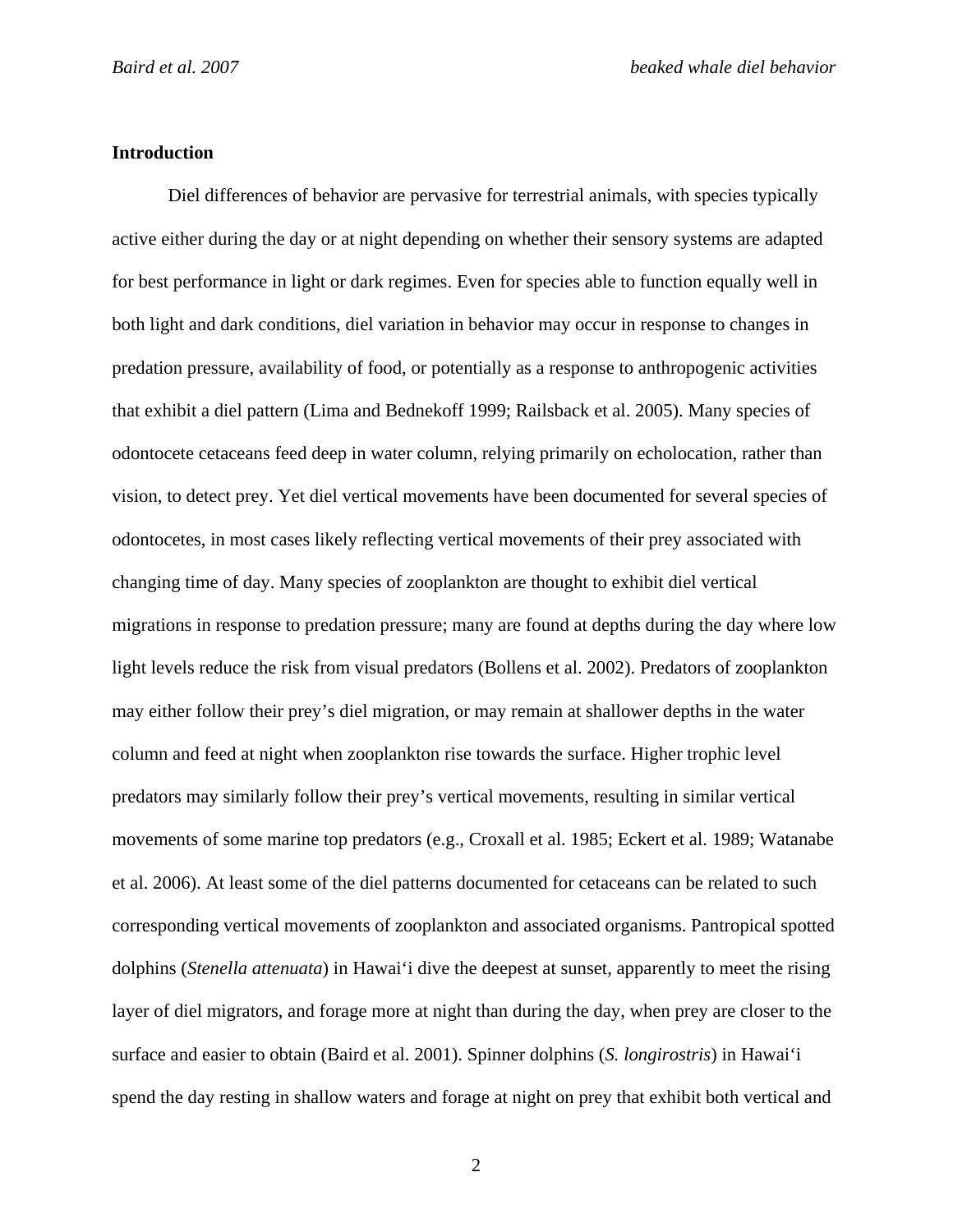## Introduction

Diel differences of behavior are pervasive for terrestrial animals, with species typically active either during the day or at night depending on whether their sensory systems are adapted for best performance in light or dark regimes. Even for species able to function equally well in both light and dark conditions, diel variation in behavior may occur in response to changes in predation pressure, availability of food, or potentially as a response to anthropogenic activities that exhibit a diel pattern (Lima and Bednekoff 1999; Railsback et al. 2005). Many species of odontocete cetaceans feed deep in water column, relying primarily on echolocation, rather than vision, to detect prey. Yet diel vertical movements have been documented for several species of odontocetes, in most cases likely reflecting vertical movements of their prey associated with changing time of day. Many species of zooplankton are thought to exhibit diel vertical migrations in response to predation pressure; many are found at depths during the day where low light levels reduce the risk from visual predators (Bollens et al. 2002). Predators of zooplankton may either follow their prey's diel migration, or may remain at shallower depths in the water column and feed at night when zooplankton rise towards the surface. Higher trophic level predators may similarly follow their prey's vertical movements, resulting in similar vertical movements of some marine top predators (e.g., Croxall et al. 1985; Eckert et al. 1989; Watanabe et al. 2006). At least some of the diel patterns documented for cetaceans can be related to such corresponding vertical movements of zooplankton and associated organisms. Pantropical spotted dolphins (*Stenella attenuata*) in Hawai'i dive the deepest at sunset, apparently to meet the rising layer of diel migrators, and forage more at night than during the day, when prey are closer to the surface and easier to obtain (Baird et al. 2001). Spinner dolphins (*S. longirostris*) in Hawai'i spend the day resting in shallow waters and forage at night on prey that exhibit both vertical and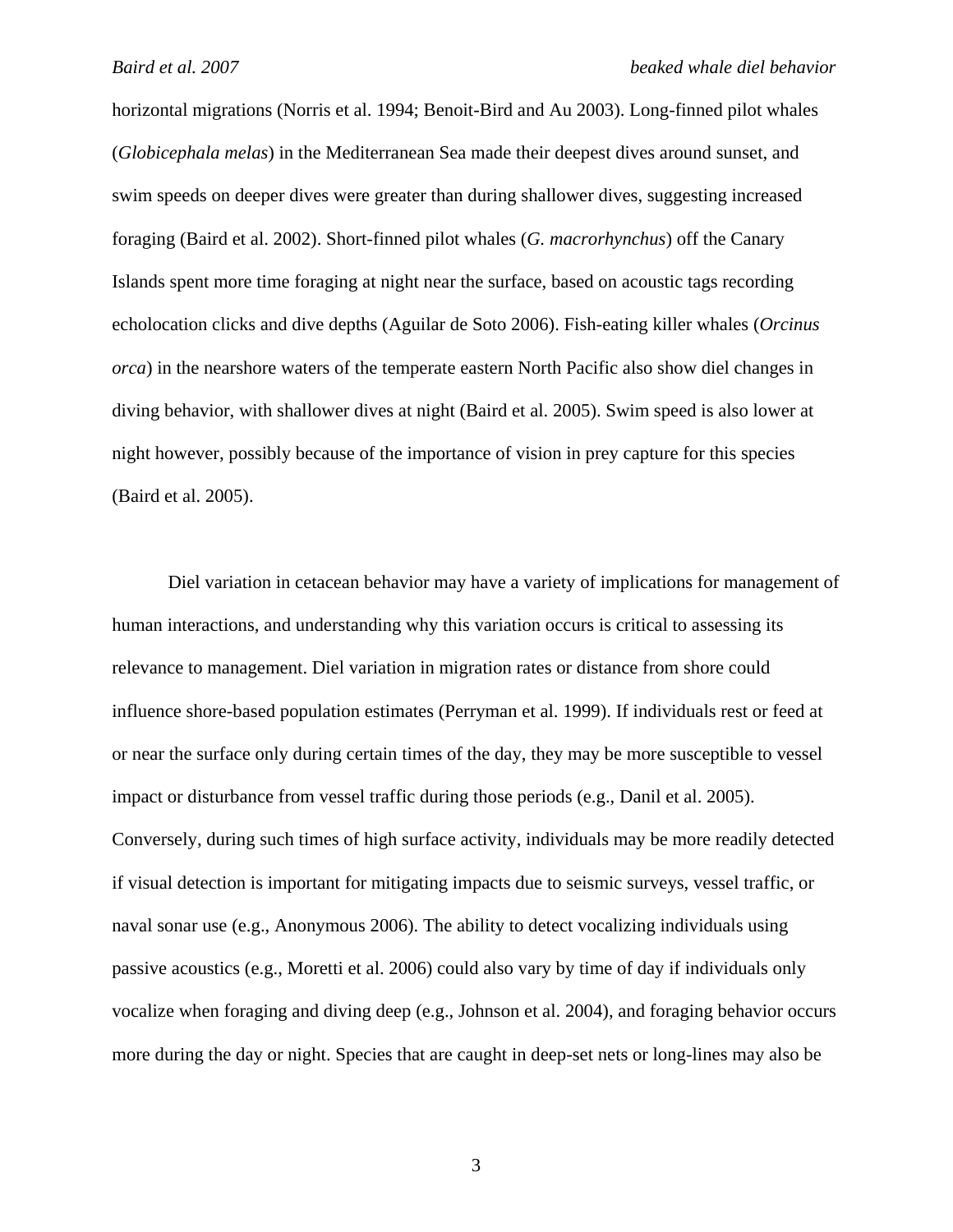horizontal migrations (Norris et al. 1994; Benoit-Bird and Au 2003). Long-finned pilot whales (*Globicephala melas*) in the Mediterranean Sea made their deepest dives around sunset, and swim speeds on deeper dives were greater than during shallower dives, suggesting increased foraging (Baird et al. 2002). Short-finned pilot whales (*G. macrorhynchus*) off the Canary Islands spent more time foraging at night near the surface, based on acoustic tags recording echolocation clicks and dive depths (Aguilar de Soto 2006). Fish-eating killer whales (*Orcinus orca*) in the nearshore waters of the temperate eastern North Pacific also show diel changes in diving behavior, with shallower dives at night (Baird et al. 2005). Swim speed is also lower at night however, possibly because of the importance of vision in prey capture for this species (Baird et al. 2005).

Diel variation in cetacean behavior may have a variety of implications for management of human interactions, and understanding why this variation occurs is critical to assessing its relevance to management. Diel variation in migration rates or distance from shore could influence shore-based population estimates (Perryman et al. 1999). If individuals rest or feed at or near the surface only during certain times of the day, they may be more susceptible to vessel impact or disturbance from vessel traffic during those periods (e.g., Danil et al. 2005). Conversely, during such times of high surface activity, individuals may be more readily detected if visual detection is important for mitigating impacts due to seismic surveys, vessel traffic, or naval sonar use (e.g., Anonymous 2006). The ability to detect vocalizing individuals using passive acoustics (e.g., Moretti et al. 2006) could also vary by time of day if individuals only vocalize when foraging and diving deep (e.g., Johnson et al. 2004), and foraging behavior occurs more during the day or night. Species that are caught in deep-set nets or long-lines may also be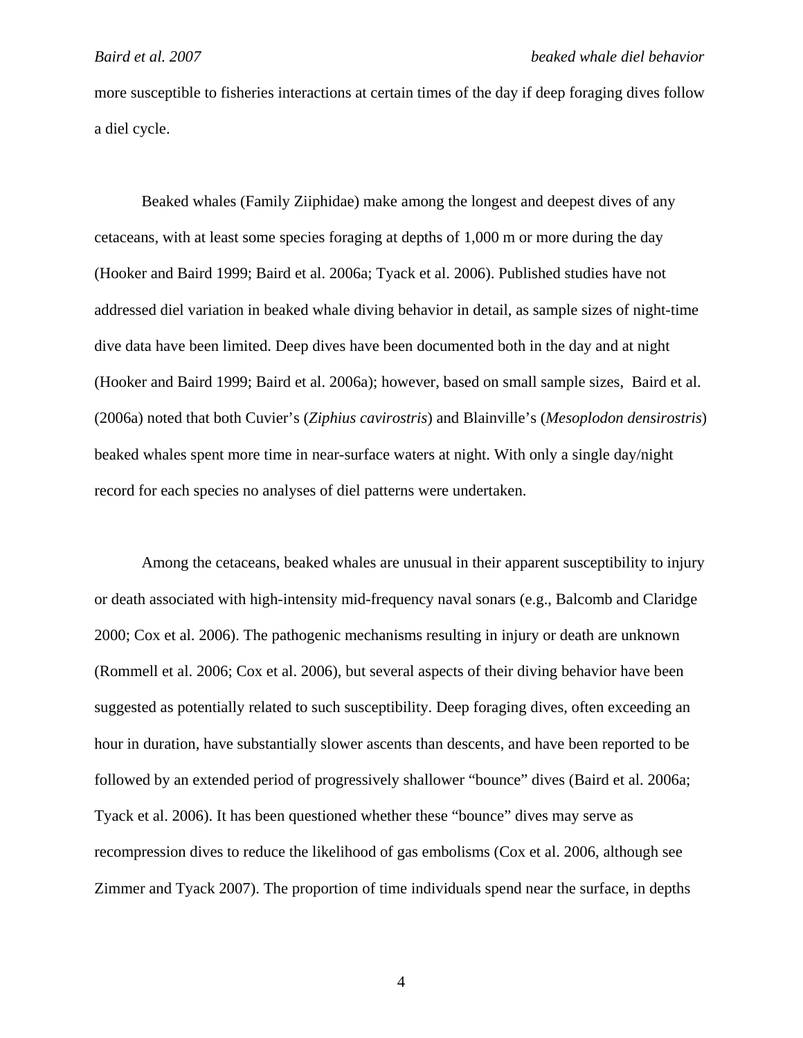more susceptible to fisheries interactions at certain times of the day if deep foraging dives follow a diel cycle.

Beaked whales (Family Ziiphidae) make among the longest and deepest dives of any cetaceans, with at least some species foraging at depths of 1,000 m or more during the day (Hooker and Baird 1999; Baird et al. 2006a; Tyack et al. 2006). Published studies have not addressed diel variation in beaked whale diving behavior in detail, as sample sizes of night-time dive data have been limited. Deep dives have been documented both in the day and at night (Hooker and Baird 1999; Baird et al. 2006a); however, based on small sample sizes, Baird et al. (2006a) noted that both Cuvier's (*Ziphius cavirostris*) and Blainville's (*Mesoplodon densirostris*) beaked whales spent more time in near-surface waters at night. With only a single day/night record for each species no analyses of diel patterns were undertaken.

Among the cetaceans, beaked whales are unusual in their apparent susceptibility to injury or death associated with high-intensity mid-frequency naval sonars (e.g., Balcomb and Claridge 2000; Cox et al. 2006). The pathogenic mechanisms resulting in injury or death are unknown (Rommell et al. 2006; Cox et al. 2006), but several aspects of their diving behavior have been suggested as potentially related to such susceptibility. Deep foraging dives, often exceeding an hour in duration, have substantially slower ascents than descents, and have been reported to be followed by an extended period of progressively shallower "bounce" dives (Baird et al. 2006a; Tyack et al. 2006). It has been questioned whether these "bounce" dives may serve as recompression dives to reduce the likelihood of gas embolisms (Cox et al. 2006, although see Zimmer and Tyack 2007). The proportion of time individuals spend near the surface, in depths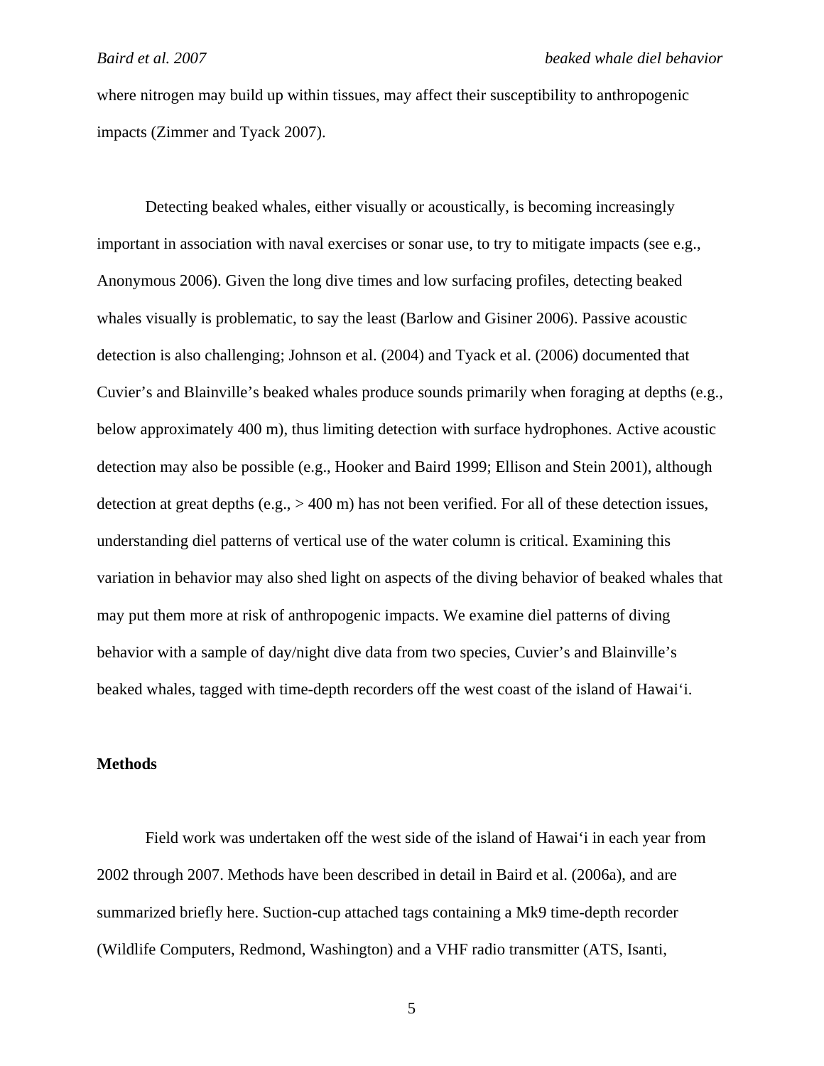where nitrogen may build up within tissues, may affect their susceptibility to anthropogenic impacts (Zimmer and Tyack 2007).

Detecting beaked whales, either visually or acoustically, is becoming increasingly important in association with naval exercises or sonar use, to try to mitigate impacts (see e.g., Anonymous 2006). Given the long dive times and low surfacing profiles, detecting beaked whales visually is problematic, to say the least (Barlow and Gisiner 2006). Passive acoustic detection is also challenging; Johnson et al. (2004) and Tyack et al. (2006) documented that Cuvier's and Blainville's beaked whales produce sounds primarily when foraging at depths (e.g., below approximately 400 m), thus limiting detection with surface hydrophones. Active acoustic detection may also be possible (e.g., Hooker and Baird 1999; Ellison and Stein 2001), although detection at great depths (e.g., > 400 m) has not been verified. For all of these detection issues, understanding diel patterns of vertical use of the water column is critical. Examining this variation in behavior may also shed light on aspects of the diving behavior of beaked whales that may put them more at risk of anthropogenic impacts. We examine diel patterns of diving behavior with a sample of day/night dive data from two species, Cuvier's and Blainville's beaked whales, tagged with time-depth recorders off the west coast of the island of Hawai'i.

**Methods**

Field work was undertaken off the west side of the island of Hawai'i in each year from 2002 through 2007. Methods have been described in detail in Baird et al. (2006a), and are summarized briefly here. Suction-cup attached tags containing a Mk9 time-depth recorder (Wildlife Computers, Redmond, Washington) and a VHF radio transmitter (ATS, Isanti,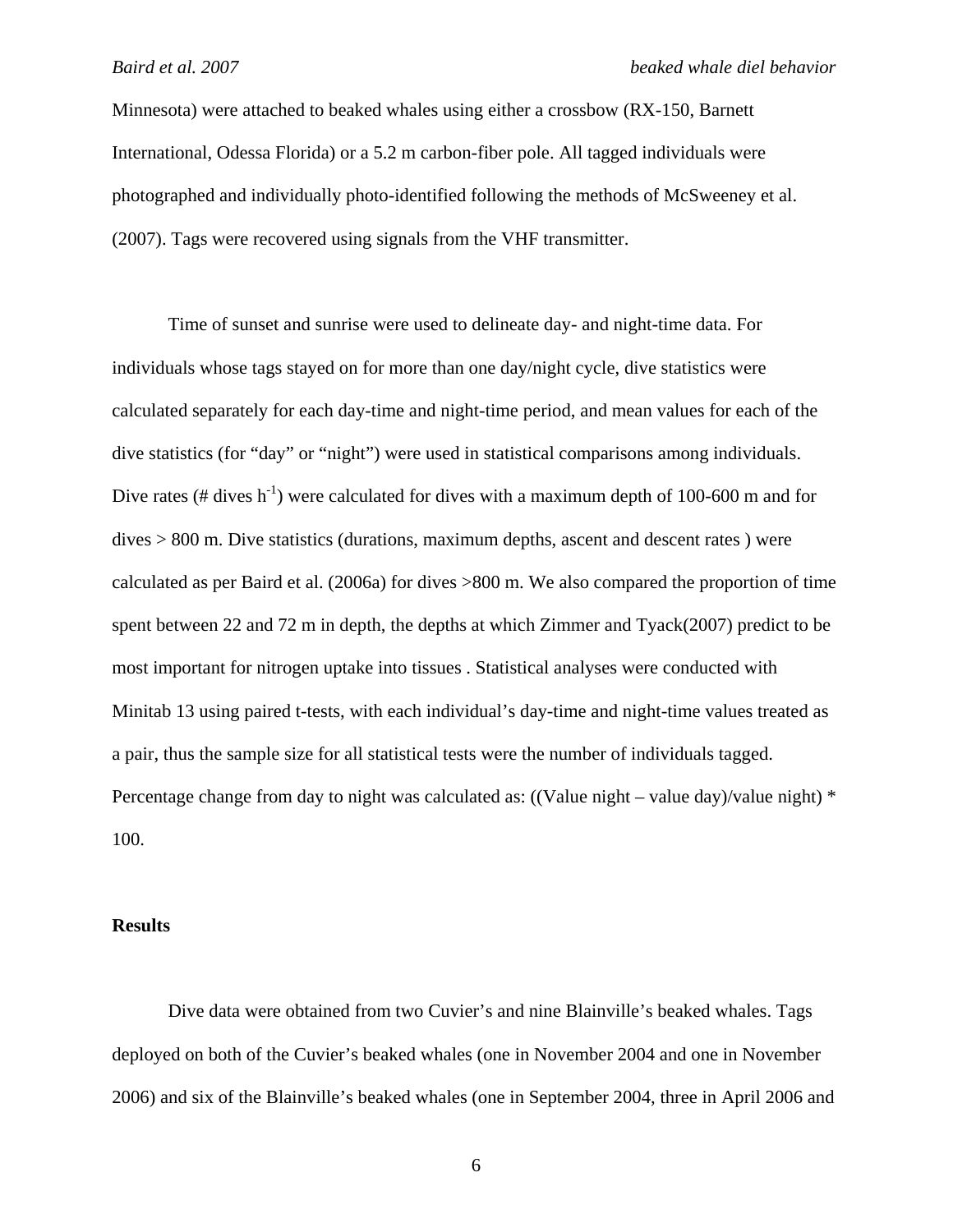Minnesota) were attached to beaked whales using either a crossbow (RX-150, Barnett International, Odessa Florida) or a 5.2 m carbon-fiber pole. All tagged individuals were photographed and individually photo-identified following the methods of McSweeney et al. (2007). Tags were recovered using signals from the VHF transmitter.

Time of sunset and sunrise were used to delineate day- and night-time data. For individuals whose tags stayed on for more than one day/night cycle, dive statistics were calculated separately for each day-time and night-time period, and mean values for each of the dive statistics (for "day" or "night") were used in statistical comparisons among individuals. Dive rates (# dives $h^{-1}$) were calculated for dives with a maximum depth of 100-600 m and for dives > 800 m. Dive statistics (durations, maximum depths, ascent and descent rates ) were calculated as per Baird et al. (2006a) for dives >800 m. We also compared the proportion of time spent between 22 and 72 m in depth, the depths at which Zimmer and Tyack(2007) predict to be most important for nitrogen uptake into tissues . Statistical analyses were conducted with Minitab 13 using paired t-tests, with each individual's day-time and night-time values treated as a pair, thus the sample size for all statistical tests were the number of individuals tagged. Percentage change from day to night was calculated as: ((Value night – value day)/value night) * 100.

## Results

Dive data were obtained from two Cuvier's and nine Blainville's beaked whales. Tags deployed on both of the Cuvier's beaked whales (one in November 2004 and one in November 2006) and six of the Blainville's beaked whales (one in September 2004, three in April 2006 and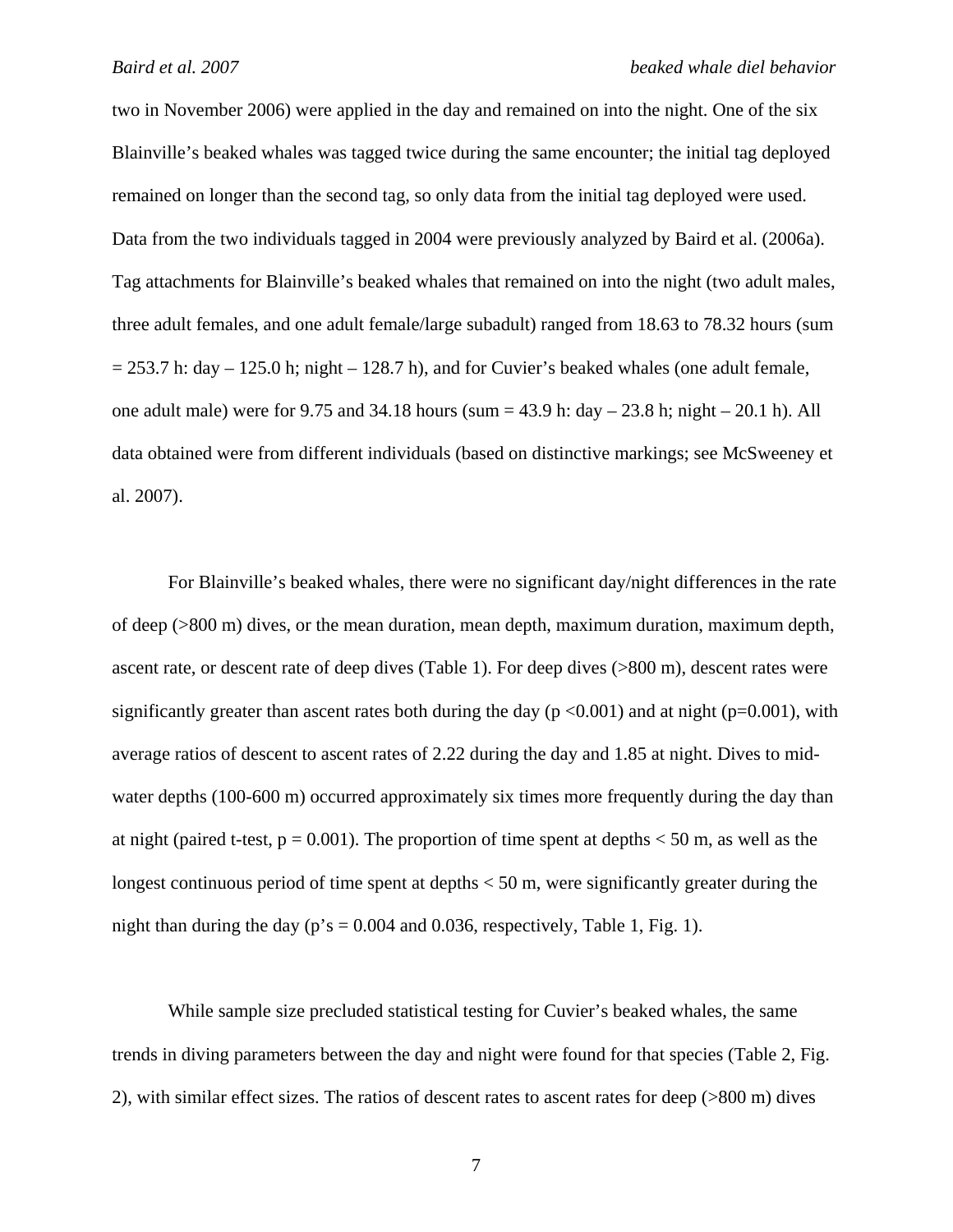two in November 2006) were applied in the day and remained on into the night. One of the six Blainville's beaked whales was tagged twice during the same encounter; the initial tag deployed remained on longer than the second tag, so only data from the initial tag deployed were used. Data from the two individuals tagged in 2004 were previously analyzed by Baird et al. (2006a). Tag attachments for Blainville's beaked whales that remained on into the night (two adult males, three adult females, and one adult female/large subadult) ranged from 18.63 to 78.32 hours (sum = 253.7 h: day – 125.0 h; night – 128.7 h), and for Cuvier's beaked whales (one adult female, one adult male) were for 9.75 and 34.18 hours (sum = 43.9 h: day – 23.8 h; night – 20.1 h). All data obtained were from different individuals (based on distinctive markings; see McSweeney et al. 2007).

For Blainville's beaked whales, there were no significant day/night differences in the rate of deep (>800 m) dives, or the mean duration, mean depth, maximum duration, maximum depth, ascent rate, or descent rate of deep dives (Table 1). For deep dives (>800 m), descent rates were significantly greater than ascent rates both during the day ($p < 0.001$) and at night ($p = 0.001$), with average ratios of descent to ascent rates of 2.22 during the day and 1.85 at night. Dives to mid-water depths (100-600 m) occurred approximately six times more frequently during the day than at night (paired t-test, $p = 0.001$). The proportion of time spent at depths < 50 m, as well as the longest continuous period of time spent at depths < 50 m, were significantly greater during the night than during the day (p's = 0.004 and 0.036, respectively, Table 1, Fig. 1).

While sample size precluded statistical testing for Cuvier's beaked whales, the same trends in diving parameters between the day and night were found for that species (Table 2, Fig. 2), with similar effect sizes. The ratios of descent rates to ascent rates for deep (>800 m) dives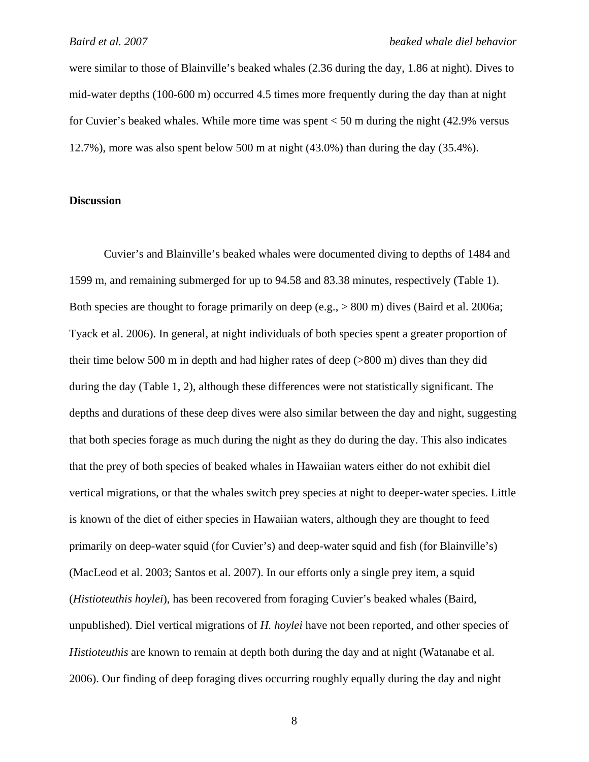were similar to those of Blainville's beaked whales (2.36 during the day, 1.86 at night). Dives to mid-water depths (100-600 m) occurred 4.5 times more frequently during the day than at night for Cuvier's beaked whales. While more time was spent < 50 m during the night (42.9% versus 12.7%), more was also spent below 500 m at night (43.0%) than during the day (35.4%).

## Discussion

Cuvier's and Blainville's beaked whales were documented diving to depths of 1484 and 1599 m, and remaining submerged for up to 94.58 and 83.38 minutes, respectively (Table 1). Both species are thought to forage primarily on deep (e.g., > 800 m) dives (Baird et al. 2006a; Tyack et al. 2006). In general, at night individuals of both species spent a greater proportion of their time below 500 m in depth and had higher rates of deep (>800 m) dives than they did during the day (Table 1, 2), although these differences were not statistically significant. The depths and durations of these deep dives were also similar between the day and night, suggesting that both species forage as much during the night as they do during the day. This also indicates that the prey of both species of beaked whales in Hawaiian waters either do not exhibit diel vertical migrations, or that the whales switch prey species at night to deeper-water species. Little is known of the diet of either species in Hawaiian waters, although they are thought to feed primarily on deep-water squid (for Cuvier's) and deep-water squid and fish (for Blainville's) (MacLeod et al. 2003; Santos et al. 2007). In our efforts only a single prey item, a squid (*Histioteuthis hoylei*), has been recovered from foraging Cuvier's beaked whales (Baird, unpublished). Diel vertical migrations of *H. hoylei* have not been reported, and other species of *Histioteuthis* are known to remain at depth both during the day and at night (Watanabe et al. 2006). Our finding of deep foraging dives occurring roughly equally during the day and night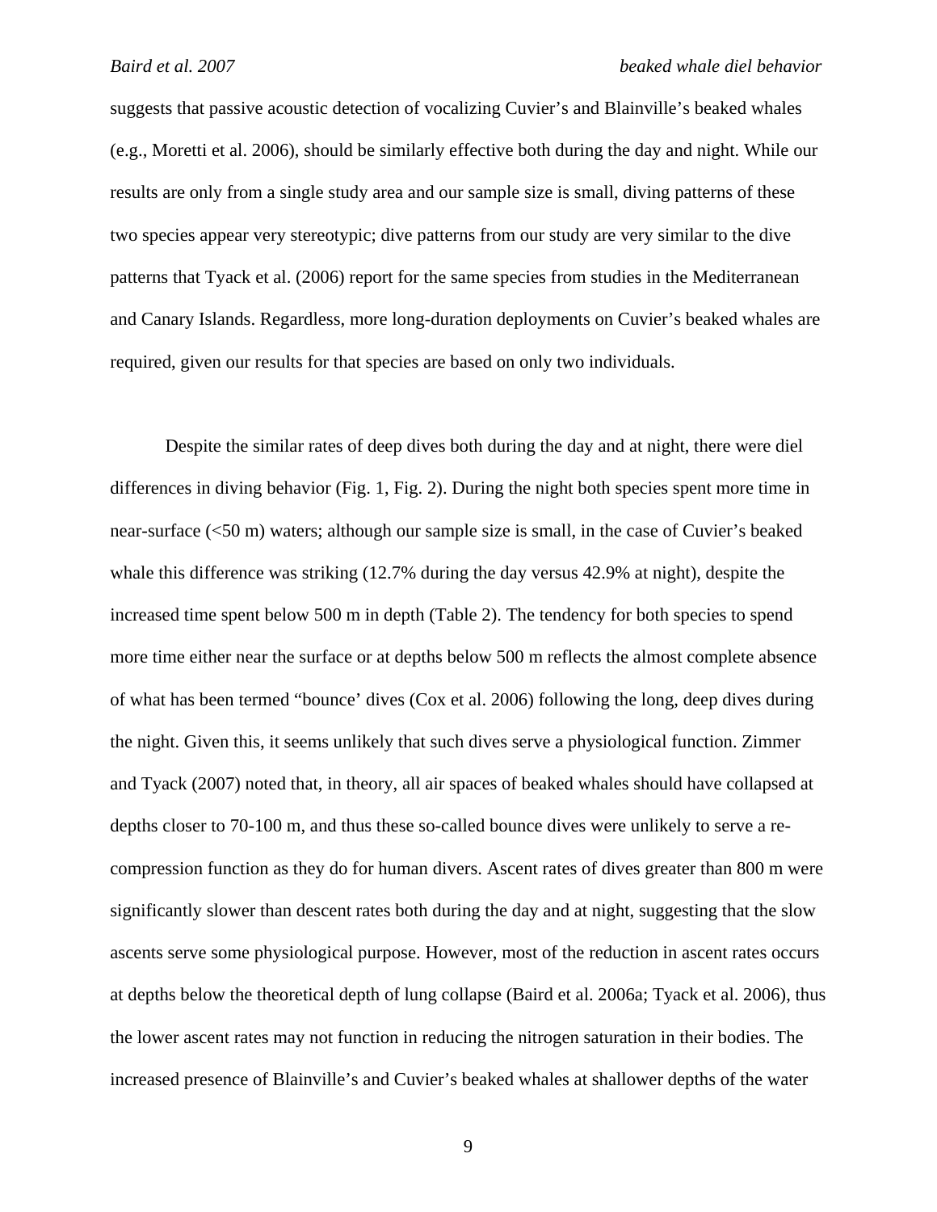suggests that passive acoustic detection of vocalizing Cuvier's and Blainville's beaked whales (e.g., Moretti et al. 2006), should be similarly effective both during the day and night. While our results are only from a single study area and our sample size is small, diving patterns of these two species appear very stereotypic; dive patterns from our study are very similar to the dive patterns that Tyack et al. (2006) report for the same species from studies in the Mediterranean and Canary Islands. Regardless, more long-duration deployments on Cuvier's beaked whales are required, given our results for that species are based on only two individuals.

Despite the similar rates of deep dives both during the day and at night, there were diel differences in diving behavior (Fig. 1, Fig. 2). During the night both species spent more time in near-surface (<50 m) waters; although our sample size is small, in the case of Cuvier's beaked whale this difference was striking (12.7% during the day versus 42.9% at night), despite the increased time spent below 500 m in depth (Table 2). The tendency for both species to spend more time either near the surface or at depths below 500 m reflects the almost complete absence of what has been termed "bounce' dives (Cox et al. 2006) following the long, deep dives during the night. Given this, it seems unlikely that such dives serve a physiological function. Zimmer and Tyack (2007) noted that, in theory, all air spaces of beaked whales should have collapsed at depths closer to 70-100 m, and thus these so-called bounce dives were unlikely to serve a re-compression function as they do for human divers. Ascent rates of dives greater than 800 m were significantly slower than descent rates both during the day and at night, suggesting that the slow ascents serve some physiological purpose. However, most of the reduction in ascent rates occurs at depths below the theoretical depth of lung collapse (Baird et al. 2006a; Tyack et al. 2006), thus the lower ascent rates may not function in reducing the nitrogen saturation in their bodies. The increased presence of Blainville's and Cuvier's beaked whales at shallower depths of the water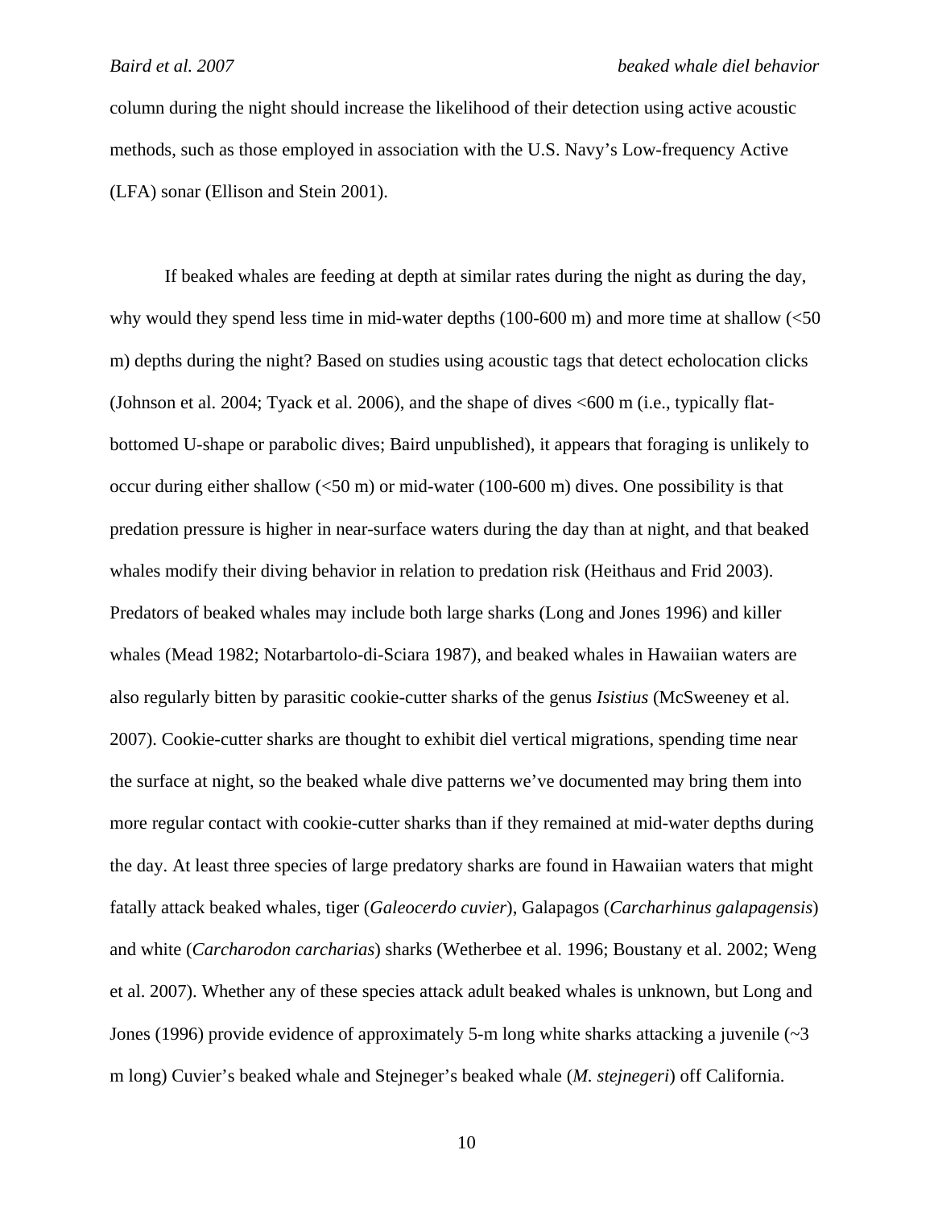column during the night should increase the likelihood of their detection using active acoustic methods, such as those employed in association with the U.S. Navy's Low-frequency Active (LFA) sonar (Ellison and Stein 2001).

If beaked whales are feeding at depth at similar rates during the night as during the day, why would they spend less time in mid-water depths (100-600 m) and more time at shallow (<50 m) depths during the night? Based on studies using acoustic tags that detect echolocation clicks (Johnson et al. 2004; Tyack et al. 2006), and the shape of dives <600 m (i.e., typically flat-bottomed U-shape or parabolic dives; Baird unpublished), it appears that foraging is unlikely to occur during either shallow (<50 m) or mid-water (100-600 m) dives. One possibility is that predation pressure is higher in near-surface waters during the day than at night, and that beaked whales modify their diving behavior in relation to predation risk (Heithaus and Frid 2003). Predators of beaked whales may include both large sharks (Long and Jones 1996) and killer whales (Mead 1982; Notarbartolo-di-Sciara 1987), and beaked whales in Hawaiian waters are also regularly bitten by parasitic cookie-cutter sharks of the genus *Isistius* (McSweeney et al. 2007). Cookie-cutter sharks are thought to exhibit diel vertical migrations, spending time near the surface at night, so the beaked whale dive patterns we've documented may bring them into more regular contact with cookie-cutter sharks than if they remained at mid-water depths during the day. At least three species of large predatory sharks are found in Hawaiian waters that might fatally attack beaked whales, tiger (*Galeocerdo cuvier*), Galapagos (*Carcharhinus galapagensis*) and white (*Carcharodon carcharias*) sharks (Wetherbee et al. 1996; Boustany et al. 2002; Weng et al. 2007). Whether any of these species attack adult beaked whales is unknown, but Long and Jones (1996) provide evidence of approximately 5-m long white sharks attacking a juvenile (~3 m long) Cuvier's beaked whale and Stejneger's beaked whale (*M. stejnegeri*) off California.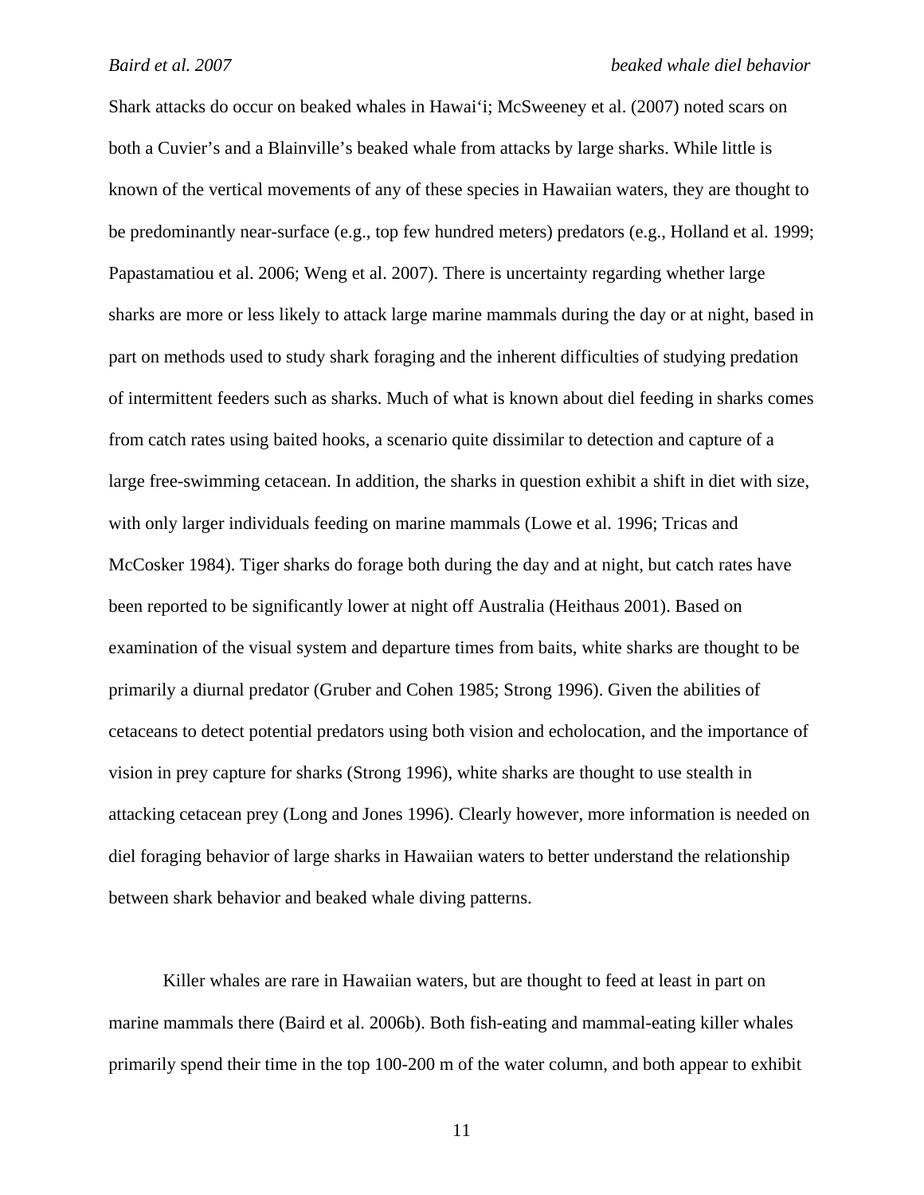Shark attacks do occur on beaked whales in Hawai‘i; McSweeney et al. (2007) noted scars on both a Cuvier’s and a Blainville’s beaked whale from attacks by large sharks. While little is known of the vertical movements of any of these species in Hawaiian waters, they are thought to be predominantly near-surface (e.g., top few hundred meters) predators (e.g., Holland et al. 1999; Papastamatiou et al. 2006; Weng et al. 2007). There is uncertainty regarding whether large sharks are more or less likely to attack large marine mammals during the day or at night, based in part on methods used to study shark foraging and the inherent difficulties of studying predation of intermittent feeders such as sharks. Much of what is known about diel feeding in sharks comes from catch rates using baited hooks, a scenario quite dissimilar to detection and capture of a large free-swimming cetacean. In addition, the sharks in question exhibit a shift in diet with size, with only larger individuals feeding on marine mammals (Lowe et al. 1996; Tricas and McCosker 1984). Tiger sharks do forage both during the day and at night, but catch rates have been reported to be significantly lower at night off Australia (Heithaus 2001). Based on examination of the visual system and departure times from baits, white sharks are thought to be primarily a diurnal predator (Gruber and Cohen 1985; Strong 1996). Given the abilities of cetaceans to detect potential predators using both vision and echolocation, and the importance of vision in prey capture for sharks (Strong 1996), white sharks are thought to use stealth in attacking cetacean prey (Long and Jones 1996). Clearly however, more information is needed on diel foraging behavior of large sharks in Hawaiian waters to better understand the relationship between shark behavior and beaked whale diving patterns.

Killer whales are rare in Hawaiian waters, but are thought to feed at least in part on marine mammals there (Baird et al. 2006b). Both fish-eating and mammal-eating killer whales primarily spend their time in the top 100-200 m of the water column, and both appear to exhibit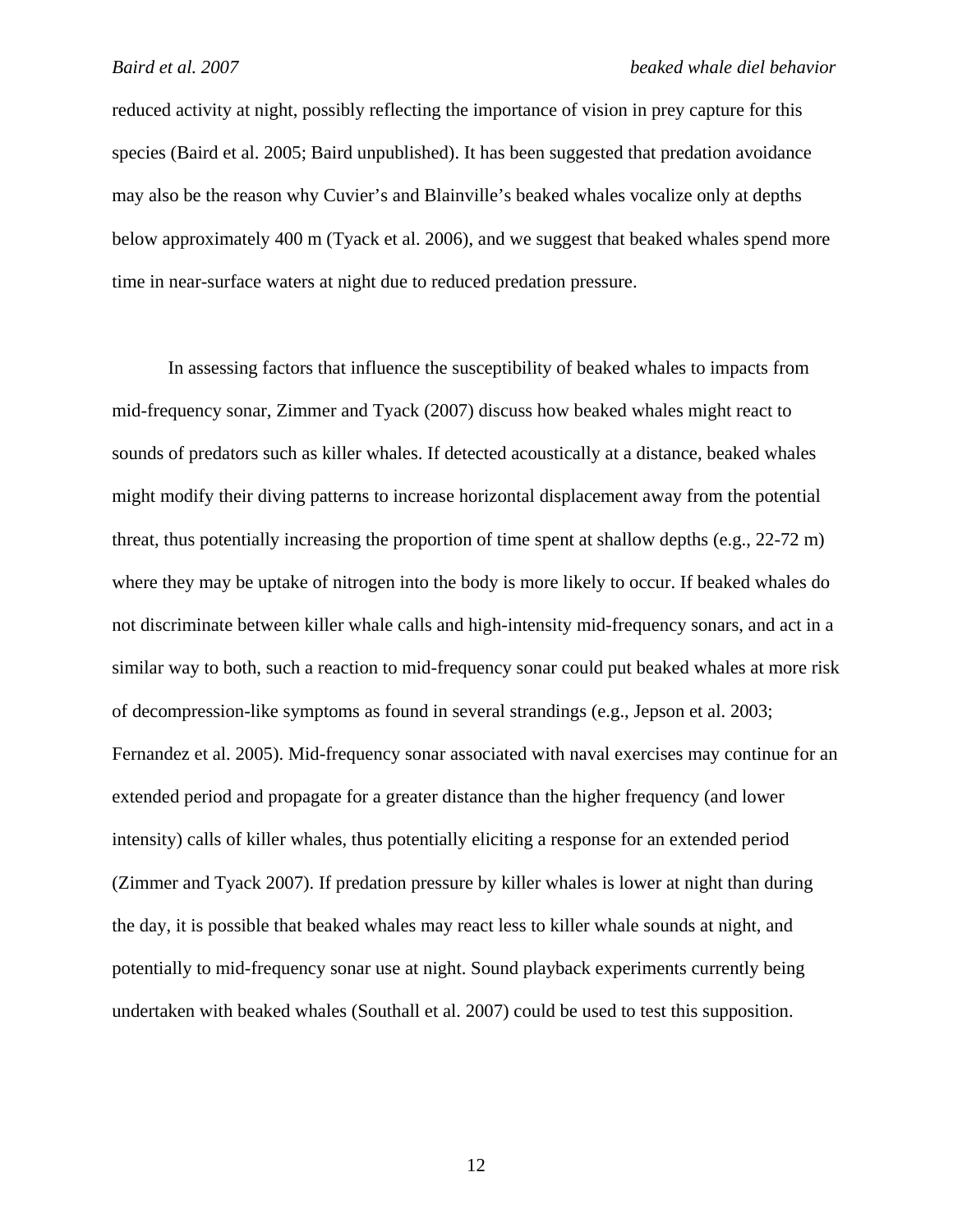reduced activity at night, possibly reflecting the importance of vision in prey capture for this species (Baird et al. 2005; Baird unpublished). It has been suggested that predation avoidance may also be the reason why Cuvier's and Blainville's beaked whales vocalize only at depths below approximately 400 m (Tyack et al. 2006), and we suggest that beaked whales spend more time in near-surface waters at night due to reduced predation pressure.

In assessing factors that influence the susceptibility of beaked whales to impacts from mid-frequency sonar, Zimmer and Tyack (2007) discuss how beaked whales might react to sounds of predators such as killer whales. If detected acoustically at a distance, beaked whales might modify their diving patterns to increase horizontal displacement away from the potential threat, thus potentially increasing the proportion of time spent at shallow depths (e.g., 22-72 m) where they may be uptake of nitrogen into the body is more likely to occur. If beaked whales do not discriminate between killer whale calls and high-intensity mid-frequency sonars, and act in a similar way to both, such a reaction to mid-frequency sonar could put beaked whales at more risk of decompression-like symptoms as found in several strandings (e.g., Jepson et al. 2003; Fernandez et al. 2005). Mid-frequency sonar associated with naval exercises may continue for an extended period and propagate for a greater distance than the higher frequency (and lower intensity) calls of killer whales, thus potentially eliciting a response for an extended period (Zimmer and Tyack 2007). If predation pressure by killer whales is lower at night than during the day, it is possible that beaked whales may react less to killer whale sounds at night, and potentially to mid-frequency sonar use at night. Sound playback experiments currently being undertaken with beaked whales (Southall et al. 2007) could be used to test this supposition.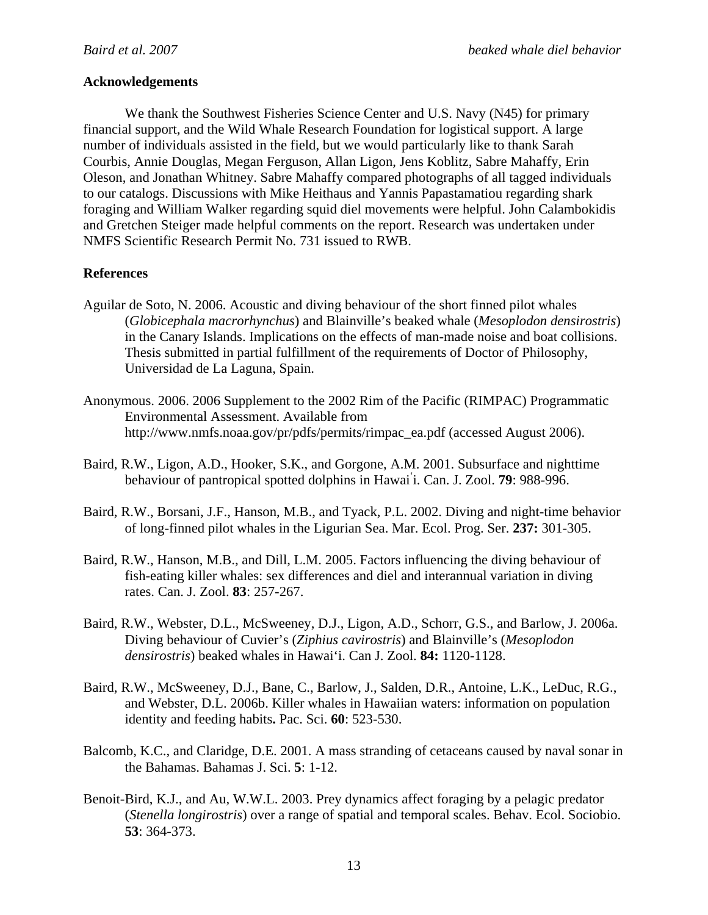## Acknowledgements

We thank the Southwest Fisheries Science Center and U.S. Navy (N45) for primary financial support, and the Wild Whale Research Foundation for logistical support. A large number of individuals assisted in the field, but we would particularly like to thank Sarah Courbis, Annie Douglas, Megan Ferguson, Allan Ligon, Jens Koblitz, Sabre Mahaffy, Erin Oleson, and Jonathan Whitney. Sabre Mahaffy compared photographs of all tagged individuals to our catalogs. Discussions with Mike Heithaus and Yannis Papastamatiou regarding shark foraging and William Walker regarding squid diel movements were helpful. John Calambokidis and Gretchen Steiger made helpful comments on the report. Research was undertaken under NMFS Scientific Research Permit No. 731 issued to RWB.

## References

Aguilar de Soto, N. 2006. Acoustic and diving behaviour of the short finned pilot whales (*Globicephala macrorhynchus*) and Blainville's beaked whale (*Mesoplodon densirostris*) in the Canary Islands. Implications on the effects of man-made noise and boat collisions. Thesis submitted in partial fulfillment of the requirements of Doctor of Philosophy, Universidad de La Laguna, Spain.

Anonymous. 2006. 2006 Supplement to the 2002 Rim of the Pacific (RIMPAC) Programmatic Environmental Assessment. Available from http://www.nmfs.noaa.gov/pr/pdfs/permits/rimpac_ea.pdf (accessed August 2006).

Baird, R.W., Ligon, A.D., Hooker, S.K., and Gorgone, A.M. 2001. Subsurface and nighttime behaviour of pantropical spotted dolphins in Hawai'i. Can. J. Zool. **79**: 988-996.

Baird, R.W., Borsani, J.F., Hanson, M.B., and Tyack, P.L. 2002. Diving and night-time behavior of long-finned pilot whales in the Ligurian Sea. Mar. Ecol. Prog. Ser. **237:** 301-305.

Baird, R.W., Hanson, M.B., and Dill, L.M. 2005. Factors influencing the diving behaviour of fish-eating killer whales: sex differences and diel and interannual variation in diving rates. Can. J. Zool. **83**: 257-267.

Baird, R.W., Webster, D.L., McSweeney, D.J., Ligon, A.D., Schorr, G.S., and Barlow, J. 2006a. Diving behaviour of Cuvier's (*Ziphius cavirostris*) and Blainville's (*Mesoplodon densirostris*) beaked whales in Hawai'i. Can J. Zool. **84:** 1120-1128.

Baird, R.W., McSweeney, D.J., Bane, C., Barlow, J., Salden, D.R., Antoine, L.K., LeDuc, R.G., and Webster, D.L. 2006b. Killer whales in Hawaiian waters: information on population identity and feeding habits**.** Pac. Sci. **60**: 523-530.

Balcomb, K.C., and Claridge, D.E. 2001. A mass stranding of cetaceans caused by naval sonar in the Bahamas. Bahamas J. Sci. **5**: 1-12.

Benoit-Bird, K.J., and Au, W.W.L. 2003. Prey dynamics affect foraging by a pelagic predator (*Stenella longirostris*) over a range of spatial and temporal scales. Behav. Ecol. Sociobio. **53**: 364-373.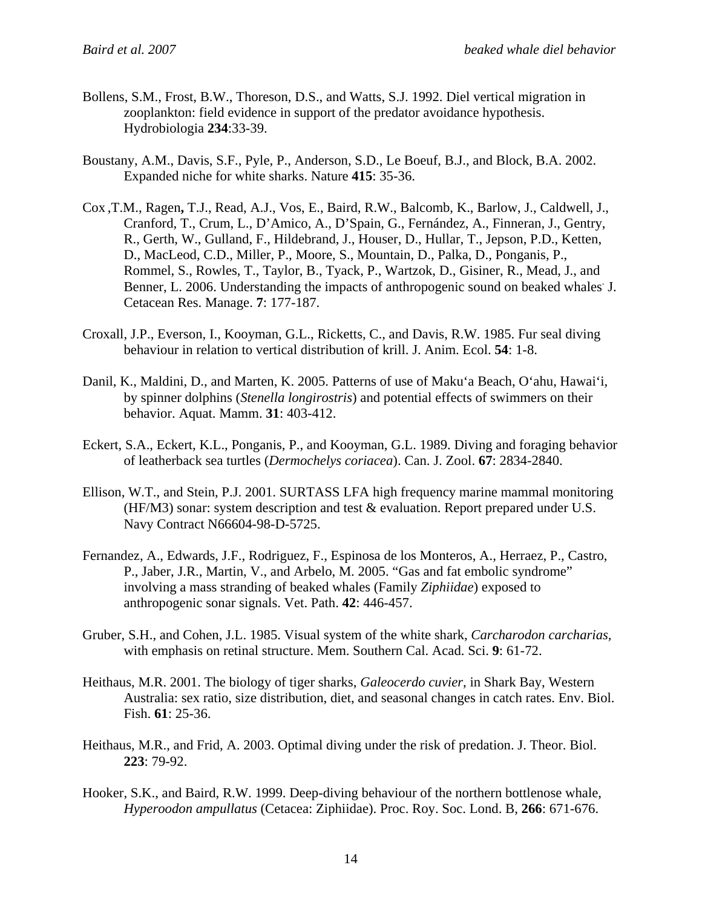Bollens, S.M., Frost, B.W., Thoreson, D.S., and Watts, S.J. 1992. Diel vertical migration in zooplankton: field evidence in support of the predator avoidance hypothesis. Hydrobiologia **234**:33-39.

Boustany, A.M., Davis, S.F., Pyle, P., Anderson, S.D., Le Boeuf, B.J., and Block, B.A. 2002. Expanded niche for white sharks. Nature **415**: 35-36.

Cox ,T.M., Ragen**,** T.J., Read, A.J., Vos, E., Baird, R.W., Balcomb, K., Barlow, J., Caldwell, J., Cranford, T., Crum, L., D'Amico, A., D'Spain, G., Fernández, A., Finneran, J., Gentry, R., Gerth, W., Gulland, F., Hildebrand, J., Houser, D., Hullar, T., Jepson, P.D., Ketten, D., MacLeod, C.D., Miller, P., Moore, S., Mountain, D., Palka, D., Ponganis, P., Rommel, S., Rowles, T., Taylor, B., Tyack, P., Wartzok, D., Gisiner, R., Mead, J., and Benner, L. 2006. Understanding the impacts of anthropogenic sound on beaked whales. J. Cetacean Res. Manage. **7**: 177-187.

Croxall, J.P., Everson, I., Kooyman, G.L., Ricketts, C., and Davis, R.W. 1985. Fur seal diving behaviour in relation to vertical distribution of krill. J. Anim. Ecol. **54**: 1-8.

Danil, K., Maldini, D., and Marten, K. 2005. Patterns of use of Maku'a Beach, O'ahu, Hawai'i, by spinner dolphins (*Stenella longirostris*) and potential effects of swimmers on their behavior. Aquat. Mamm. **31**: 403-412.

Eckert, S.A., Eckert, K.L., Ponganis, P., and Kooyman, G.L. 1989. Diving and foraging behavior of leatherback sea turtles (*Dermochelys coriacea*). Can. J. Zool. **67**: 2834-2840.

Ellison, W.T., and Stein, P.J. 2001. SURTASS LFA high frequency marine mammal monitoring (HF/M3) sonar: system description and test & evaluation. Report prepared under U.S. Navy Contract N66604-98-D-5725.

Fernandez, A., Edwards, J.F., Rodriguez, F., Espinosa de los Monteros, A., Herraez, P., Castro, P., Jaber, J.R., Martin, V., and Arbelo, M. 2005. "Gas and fat embolic syndrome" involving a mass stranding of beaked whales (Family *Ziphiidae*) exposed to anthropogenic sonar signals. Vet. Path. **42**: 446-457.

Gruber, S.H., and Cohen, J.L. 1985. Visual system of the white shark, *Carcharodon carcharias,* with emphasis on retinal structure. Mem. Southern Cal. Acad. Sci. **9**: 61-72.

Heithaus, M.R. 2001. The biology of tiger sharks, *Galeocerdo cuvier*, in Shark Bay, Western Australia: sex ratio, size distribution, diet, and seasonal changes in catch rates. Env. Biol. Fish. **61**: 25-36.

Heithaus, M.R., and Frid, A. 2003. Optimal diving under the risk of predation. J. Theor. Biol. **223**: 79-92.

Hooker, S.K., and Baird, R.W. 1999. Deep-diving behaviour of the northern bottlenose whale, *Hyperoodon ampullatus* (Cetacea: Ziphiidae). Proc. Roy. Soc. Lond. B, **266**: 671-676.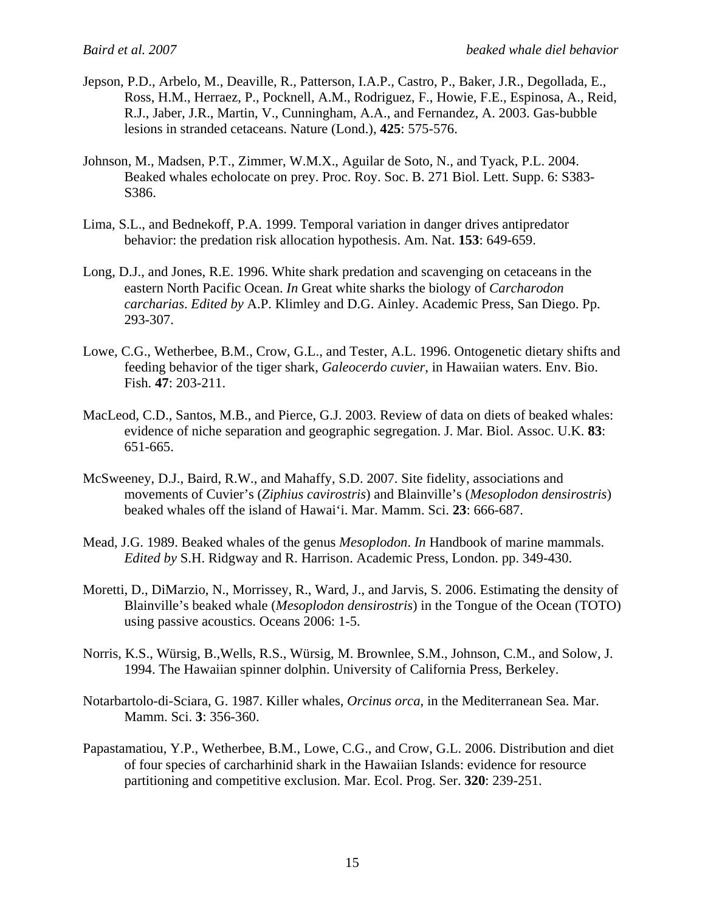Jepson, P.D., Arbelo, M., Deaville, R., Patterson, I.A.P., Castro, P., Baker, J.R., Degollada, E., Ross, H.M., Herraez, P., Pocknell, A.M., Rodriguez, F., Howie, F.E., Espinosa, A., Reid, R.J., Jaber, J.R., Martin, V., Cunningham, A.A., and Fernandez, A. 2003. Gas-bubble lesions in stranded cetaceans. Nature (Lond.), **425**: 575-576.

Johnson, M., Madsen, P.T., Zimmer, W.M.X., Aguilar de Soto, N., and Tyack, P.L. 2004. Beaked whales echolocate on prey. Proc. Roy. Soc. B. 271 Biol. Lett. Supp. 6: S383-S386.

Lima, S.L., and Bednekoff, P.A. 1999. Temporal variation in danger drives antipredator behavior: the predation risk allocation hypothesis. Am. Nat. **153**: 649-659.

Long, D.J., and Jones, R.E. 1996. White shark predation and scavenging on cetaceans in the eastern North Pacific Ocean. *In* Great white sharks the biology of *Carcharodon carcharias*. *Edited by* A.P. Klimley and D.G. Ainley. Academic Press, San Diego. Pp. 293-307.

Lowe, C.G., Wetherbee, B.M., Crow, G.L., and Tester, A.L. 1996. Ontogenetic dietary shifts and feeding behavior of the tiger shark, *Galeocerdo cuvier*, in Hawaiian waters. Env. Bio. Fish. **47**: 203-211.

MacLeod, C.D., Santos, M.B., and Pierce, G.J. 2003. Review of data on diets of beaked whales: evidence of niche separation and geographic segregation. J. Mar. Biol. Assoc. U.K. **83**: 651-665.

McSweeney, D.J., Baird, R.W., and Mahaffy, S.D. 2007. Site fidelity, associations and movements of Cuvier's (*Ziphius cavirostris*) and Blainville's (*Mesoplodon densirostris*) beaked whales off the island of Hawai'i. Mar. Mamm. Sci. **23**: 666-687.

Mead, J.G. 1989. Beaked whales of the genus *Mesoplodon*. *In* Handbook of marine mammals. *Edited by* S.H. Ridgway and R. Harrison. Academic Press, London. pp. 349-430.

Moretti, D., DiMarzio, N., Morrissey, R., Ward, J., and Jarvis, S. 2006. Estimating the density of Blainville's beaked whale (*Mesoplodon densirostris*) in the Tongue of the Ocean (TOTO) using passive acoustics. Oceans 2006: 1-5.

Norris, K.S., Würsig, B.,Wells, R.S., Würsig, M. Brownlee, S.M., Johnson, C.M., and Solow, J. 1994. The Hawaiian spinner dolphin. University of California Press, Berkeley.

Notarbartolo-di-Sciara, G. 1987. Killer whales, *Orcinus orca*, in the Mediterranean Sea. Mar. Mamm. Sci. **3**: 356-360.

Papastamatiou, Y.P., Wetherbee, B.M., Lowe, C.G., and Crow, G.L. 2006. Distribution and diet of four species of carcharhinid shark in the Hawaiian Islands: evidence for resource partitioning and competitive exclusion. Mar. Ecol. Prog. Ser. **320**: 239-251.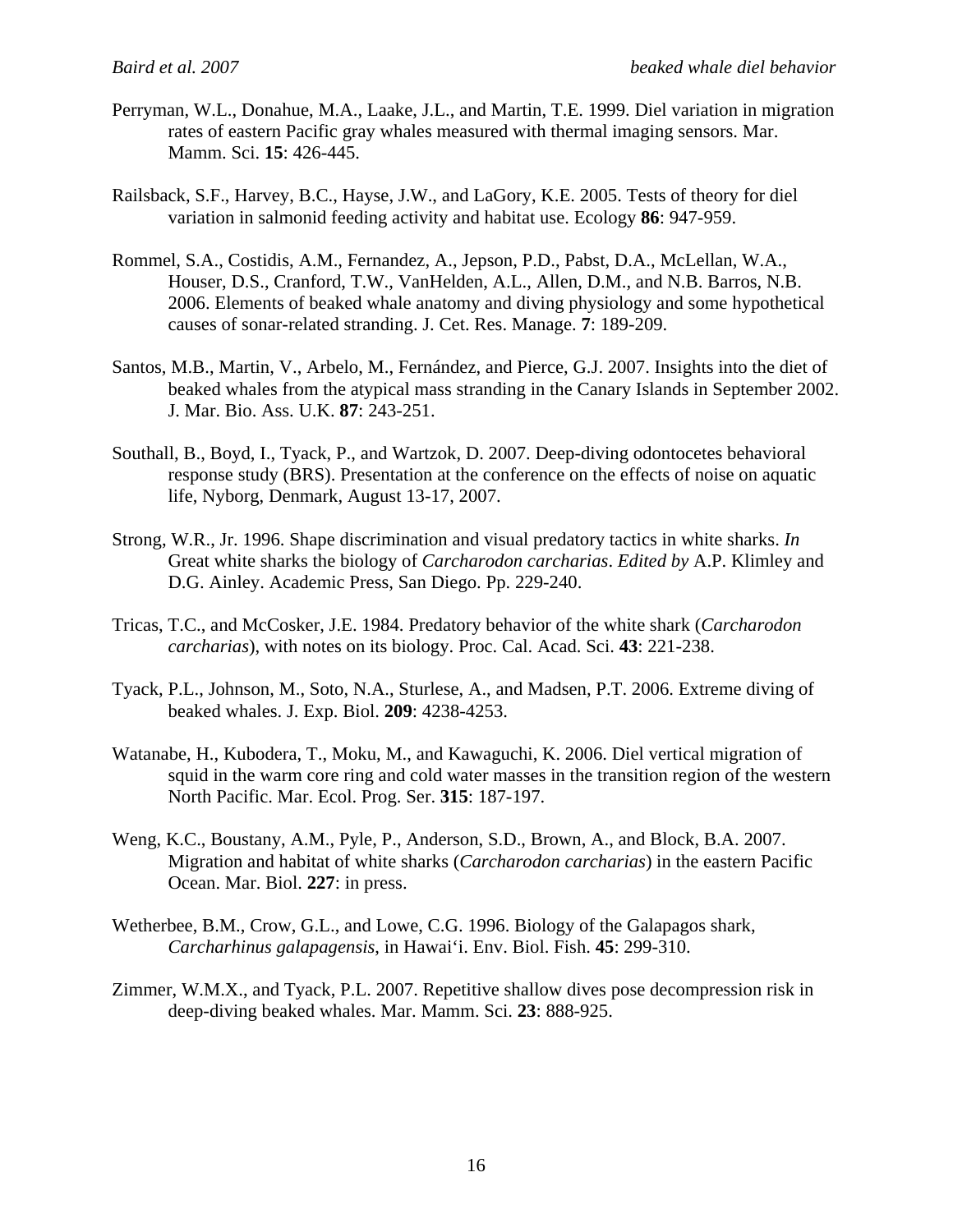Perryman, W.L., Donahue, M.A., Laake, J.L., and Martin, T.E. 1999. Diel variation in migration rates of eastern Pacific gray whales measured with thermal imaging sensors. Mar. Mamm. Sci. **15**: 426-445.

Railsback, S.F., Harvey, B.C., Hayse, J.W., and LaGory, K.E. 2005. Tests of theory for diel variation in salmonid feeding activity and habitat use. Ecology **86**: 947-959.

Rommel, S.A., Costidis, A.M., Fernandez, A., Jepson, P.D., Pabst, D.A., McLellan, W.A., Houser, D.S., Cranford, T.W., VanHelden, A.L., Allen, D.M., and N.B. Barros, N.B. 2006. Elements of beaked whale anatomy and diving physiology and some hypothetical causes of sonar-related stranding. J. Cet. Res. Manage. **7**: 189-209.

Santos, M.B., Martin, V., Arbelo, M., Fernández, and Pierce, G.J. 2007. Insights into the diet of beaked whales from the atypical mass stranding in the Canary Islands in September 2002. J. Mar. Bio. Ass. U.K. **87**: 243-251.

Southall, B., Boyd, I., Tyack, P., and Wartzok, D. 2007. Deep-diving odontocetes behavioral response study (BRS). Presentation at the conference on the effects of noise on aquatic life, Nyborg, Denmark, August 13-17, 2007.

Strong, W.R., Jr. 1996. Shape discrimination and visual predatory tactics in white sharks. *In* Great white sharks the biology of *Carcharodon carcharias*. *Edited by* A.P. Klimley and D.G. Ainley. Academic Press, San Diego. Pp. 229-240.

Tricas, T.C., and McCosker, J.E. 1984. Predatory behavior of the white shark (*Carcharodon carcharias*), with notes on its biology. Proc. Cal. Acad. Sci. **43**: 221-238.

Tyack, P.L., Johnson, M., Soto, N.A., Sturlese, A., and Madsen, P.T. 2006. Extreme diving of beaked whales. J. Exp. Biol. **209**: 4238-4253.

Watanabe, H., Kubodera, T., Moku, M., and Kawaguchi, K. 2006. Diel vertical migration of squid in the warm core ring and cold water masses in the transition region of the western North Pacific. Mar. Ecol. Prog. Ser. **315**: 187-197.

Weng, K.C., Boustany, A.M., Pyle, P., Anderson, S.D., Brown, A., and Block, B.A. 2007. Migration and habitat of white sharks (*Carcharodon carcharias*) in the eastern Pacific Ocean. Mar. Biol. **227**: in press.

Wetherbee, B.M., Crow, G.L., and Lowe, C.G. 1996. Biology of the Galapagos shark, *Carcharhinus galapagensis*, in Hawai'i. Env. Biol. Fish. **45**: 299-310.

Zimmer, W.M.X., and Tyack, P.L. 2007. Repetitive shallow dives pose decompression risk in deep-diving beaked whales. Mar. Mamm. Sci. **23**: 888-925.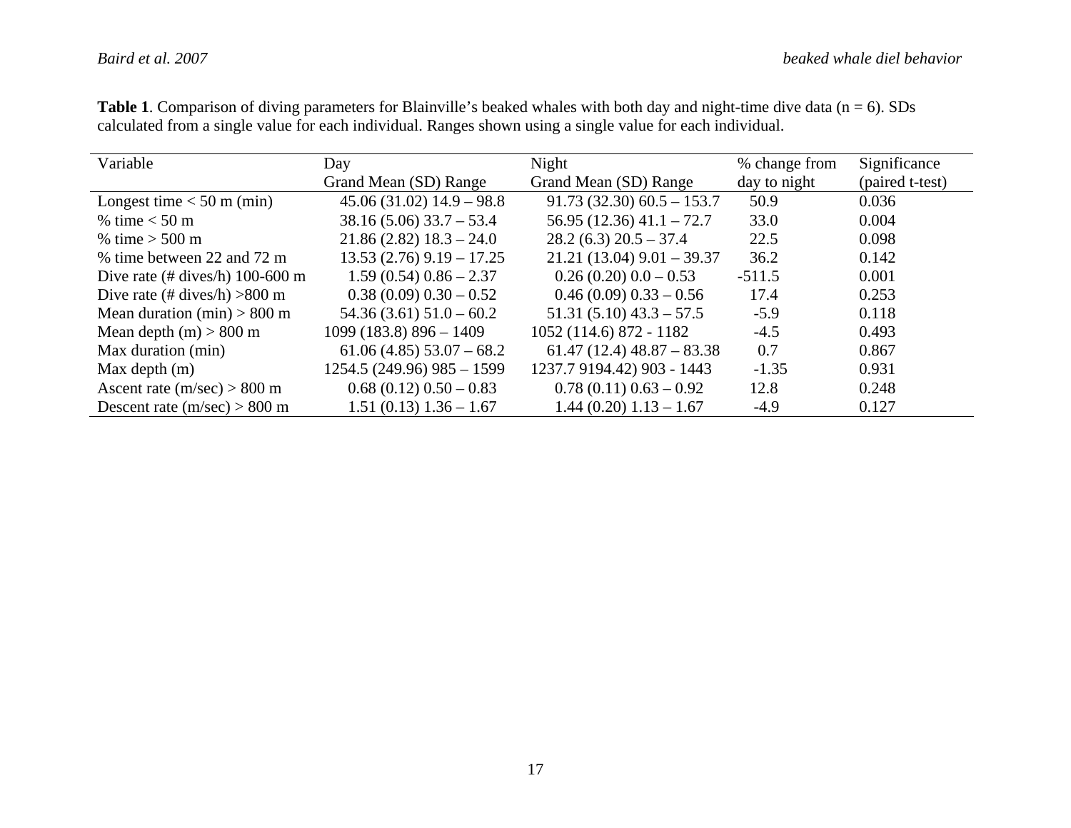**Table 1**. Comparison of diving parameters for Blainville's beaked whales with both day and night-time dive data (n = 6). SDs calculated from a single value for each individual. Ranges shown using a single value for each individual.

| Variable | Day<br>Grand Mean (SD) Range | Night<br>Grand Mean (SD) Range | % change from day to night | Significance (paired t-test) |
|---|---|---|---|---|
| Longest time < 50 m (min) | 45.06 (31.02) 14.9 – 98.8 | 91.73 (32.30) 60.5 – 153.7 | 50.9 | 0.036 |
| % time < 50 m | 38.16 (5.06) 33.7 – 53.4 | 56.95 (12.36) 41.1 – 72.7 | 33.0 | 0.004 |
| % time > 500 m | 21.86 (2.82) 18.3 – 24.0 | 28.2 (6.3) 20.5 – 37.4 | 22.5 | 0.098 |
| % time between 22 and 72 m | 13.53 (2.76) 9.19 – 17.25 | 21.21 (13.04) 9.01 – 39.37 | 36.2 | 0.142 |
| Dive rate (# dives/h) 100-600 m | 1.59 (0.54) 0.86 – 2.37 | 0.26 (0.20) 0.0 – 0.53 | -511.5 | 0.001 |
| Dive rate (# dives/h) >800 m | 0.38 (0.09) 0.30 – 0.52 | 0.46 (0.09) 0.33 – 0.56 | 17.4 | 0.253 |
| Mean duration (min) > 800 m | 54.36 (3.61) 51.0 – 60.2 | 51.31 (5.10) 43.3 – 57.5 | -5.9 | 0.118 |
| Mean depth (m) > 800 m | 1099 (183.8) 896 – 1409 | 1052 (114.6) 872 - 1182 | -4.5 | 0.493 |
| Max duration (min) | 61.06 (4.85) 53.07 – 68.2 | 61.47 (12.4) 48.87 – 83.38 | 0.7 | 0.867 |
| Max depth (m) | 1254.5 (249.96) 985 – 1599 | 1237.7 9194.42) 903 - 1443 | -1.35 | 0.931 |
| Ascent rate (m/sec) > 800 m | 0.68 (0.12) 0.50 – 0.83 | 0.78 (0.11) 0.63 – 0.92 | 12.8 | 0.248 |
| Descent rate (m/sec) > 800 m | 1.51 (0.13) 1.36 – 1.67 | 1.44 (0.20) 1.13 – 1.67 | -4.9 | 0.127 |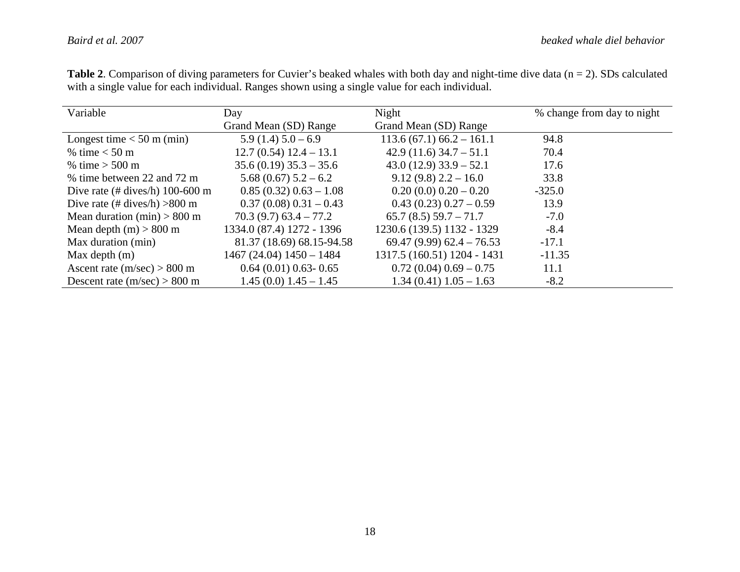**Table 2**. Comparison of diving parameters for Cuvier's beaked whales with both day and night-time dive data (n = 2). SDs calculated with a single value for each individual. Ranges shown using a single value for each individual.

| Variable | Day<br>Grand Mean (SD) Range | Night<br>Grand Mean (SD) Range | % change from day to night |
|---|---|---|---|
| Longest time < 50 m (min) | 5.9 (1.4) 5.0 – 6.9 | 113.6 (67.1) 66.2 – 161.1 | 94.8 |
| % time < 50 m | 12.7 (0.54) 12.4 – 13.1 | 42.9 (11.6) 34.7 – 51.1 | 70.4 |
| % time > 500 m | 35.6 (0.19) 35.3 – 35.6 | 43.0 (12.9) 33.9 – 52.1 | 17.6 |
| % time between 22 and 72 m | 5.68 (0.67) 5.2 – 6.2 | 9.12 (9.8) 2.2 – 16.0 | 33.8 |
| Dive rate (# dives/h) 100-600 m | 0.85 (0.32) 0.63 – 1.08 | 0.20 (0.0) 0.20 – 0.20 | -325.0 |
| Dive rate (# dives/h) >800 m | 0.37 (0.08) 0.31 – 0.43 | 0.43 (0.23) 0.27 – 0.59 | 13.9 |
| Mean duration (min) > 800 m | 70.3 (9.7) 63.4 – 77.2 | 65.7 (8.5) 59.7 – 71.7 | -7.0 |
| Mean depth (m) > 800 m | 1334.0 (87.4) 1272 - 1396 | 1230.6 (139.5) 1132 - 1329 | -8.4 |
| Max duration (min) | 81.37 (18.69) 68.15-94.58 | 69.47 (9.99) 62.4 – 76.53 | -17.1 |
| Max depth (m) | 1467 (24.04) 1450 – 1484 | 1317.5 (160.51) 1204 - 1431 | -11.35 |
| Ascent rate (m/sec) > 800 m | 0.64 (0.01) 0.63- 0.65 | 0.72 (0.04) 0.69 – 0.75 | 11.1 |
| Descent rate (m/sec) > 800 m | 1.45 (0.0) 1.45 – 1.45 | 1.34 (0.41) 1.05 – 1.63 | -8.2 |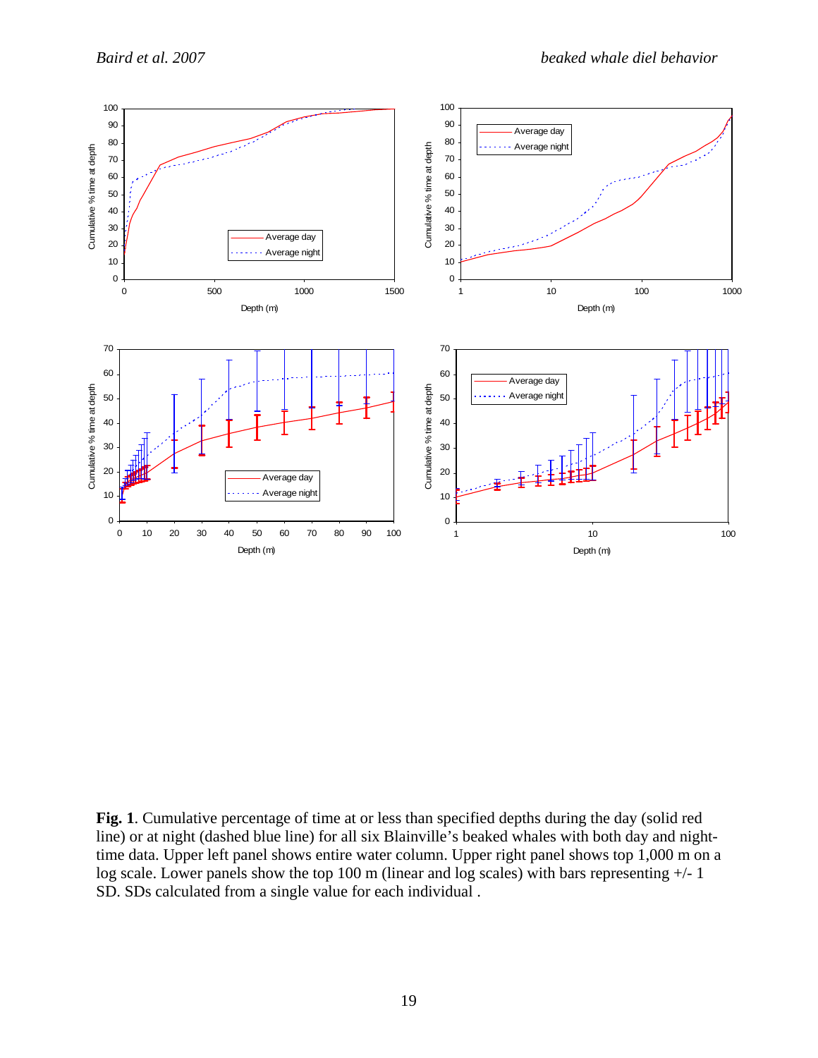**Fig. 1**. Cumulative percentage of time at or less than specified depths during the day (solid red line) or at night (dashed blue line) for all six Blainville's beaked whales with both day and night-time data. Upper left panel shows entire water column. Upper right panel shows top 1,000 m on a log scale. Lower panels show the top 100 m (linear and log scales) with bars representing +/- 1 SD. SDs calculated from a single value for each individual .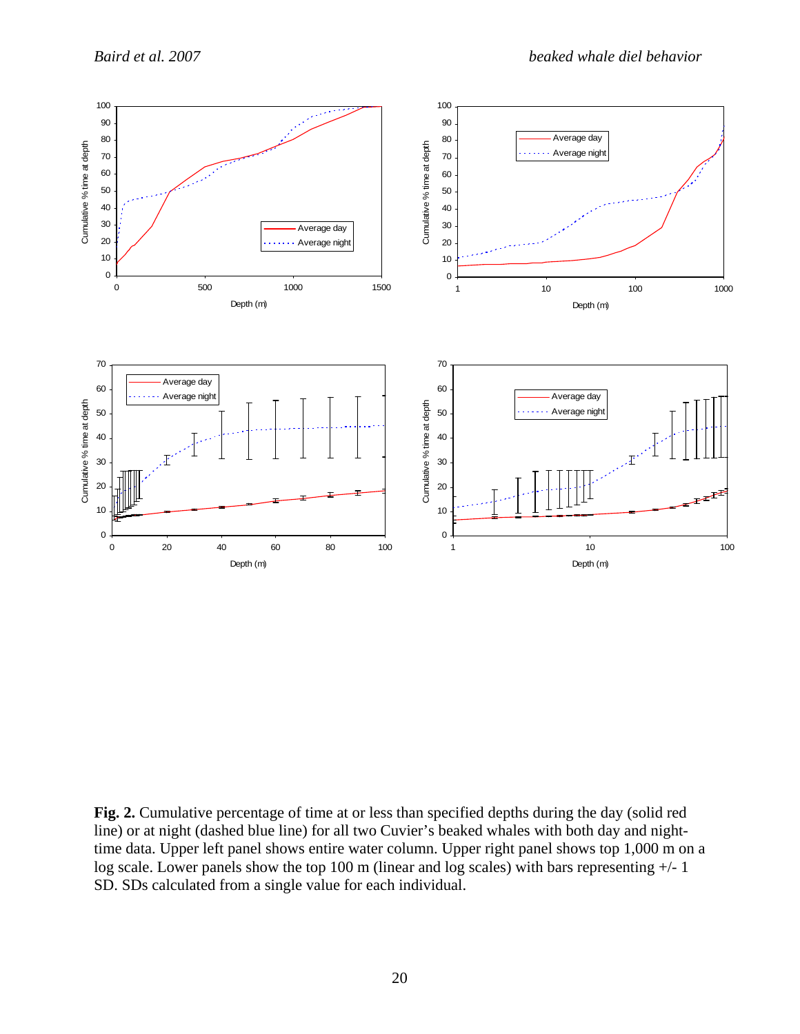100
90
80
70
60
50
40
30
20
10
0

Cumulative % time at depth

0
500
1000
1500

Depth (m)

Average day
Average night

100
90
80
70
60
50
40
30
20
10
0

Cumulative % time at depth

1
10
100
1000

Depth (m)

Average day
Average night

70
60
50
40
30
20
10
0

Cumulative % time at depth

0
20
40
60
80
100

Depth (m)

Average day
Average night

70
60
50
40
30
20
10
0

Cumulative % time at depth

1
10
100

Depth (m)

Average day
Average night

**Fig. 2.** Cumulative percentage of time at or less than specified depths during the day (solid red line) or at night (dashed blue line) for all two Cuvier's beaked whales with both day and night-time data. Upper left panel shows entire water column. Upper right panel shows top 1,000 m on a log scale. Lower panels show the top 100 m (linear and log scales) with bars representing +/- 1 SD. SDs calculated from a single value for each individual.